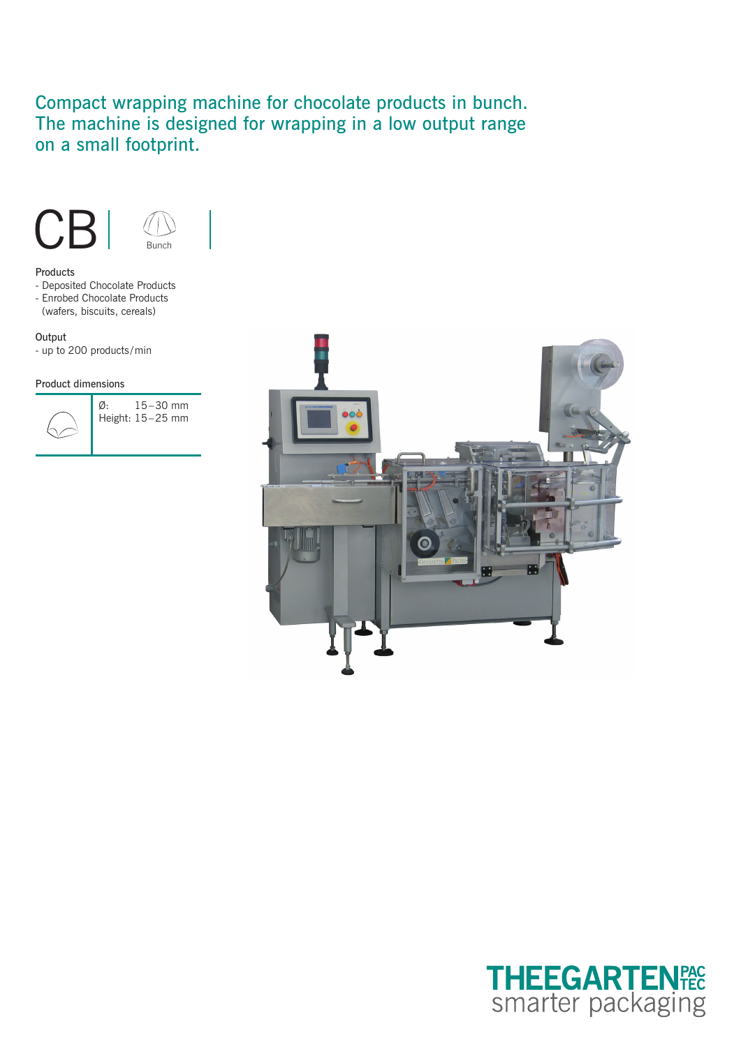Compact wrapping machine for chocolate products in bunch.
The machine is designed for wrapping in a low output range on a small footprint.

# CB

Bunch

**Products**

- Deposited Chocolate Products
- Enrobed Chocolate Products (wafers, biscuits, cereals)

**Output**

- up to 200 products/min

**Product dimensions**

Ø: 15–30 mm
Height: 15–25 mm

THEEGARTEN PACTEC
smarter packaging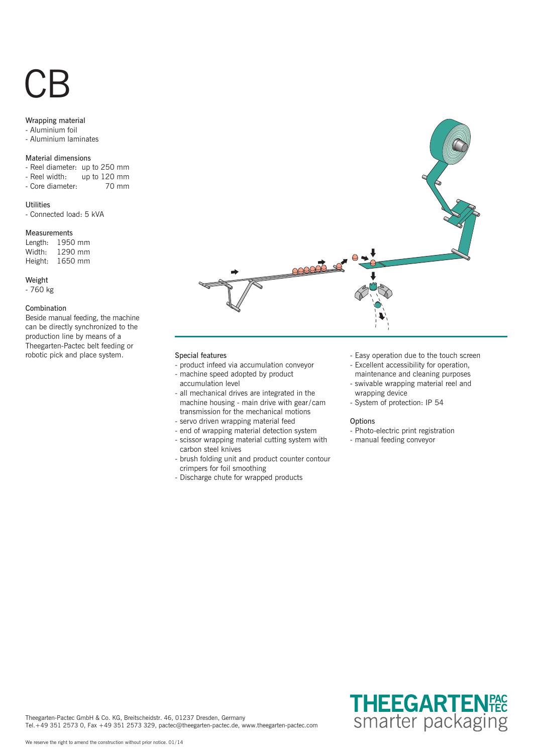# CB

Wrapping material
- Aluminium foil
- Aluminium laminates

Material dimensions
- Reel diameter: up to 250 mm
- Reel width: up to 120 mm
- Core diameter: 70 mm

Utilities
- Connected load: 5 kVA

Measurements
Length: 1950 mm
Width: 1290 mm
Height: 1650 mm

Weight
- 760 kg

Combination
Beside manual feeding, the machine can be directly synchronized to the production line by means of a Theegarten-Pactec belt feeding or robotic pick and place system.

Special features
- product infeed via accumulation conveyor
- machine speed adopted by product accumulation level
- all mechanical drives are integrated in the machine housing - main drive with gear/cam transmission for the mechanical motions
- servo driven wrapping material feed
- end of wrapping material detection system
- scissor wrapping material cutting system with carbon steel knives
- brush folding unit and product counter contour crimpers for foil smoothing
- Discharge chute for wrapped products
- Easy operation due to the touch screen
- Excellent accessibility for operation, maintenance and cleaning purposes
- swivable wrapping material reel and wrapping device
- System of protection: IP 54

Options
- Photo-electric print registration
- manual feeding conveyor

Theegarten-Pactec GmbH & Co. KG, Breitscheidstr. 46, 01237 Dresden, Germany
Tel.+49 351 2573 0, Fax +49 351 2573 329, pactec@theegarten-pactec.de, www.theegarten-pactec.com

THEEGARTEN PAC TEC smarter packaging

We reserve the right to amend the construction without prior notice. 01/14